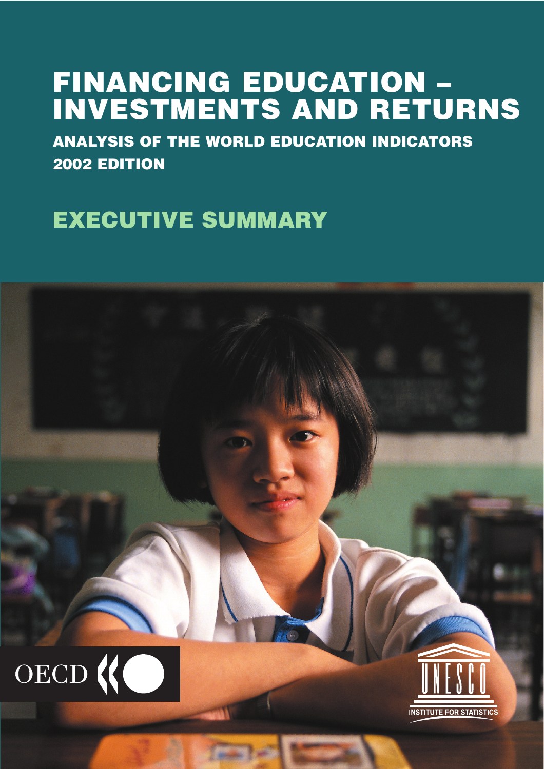# FINANCING EDUCATION – INVESTMENTS AND RETURNS

## ANALYSIS OF THE WORLD EDUCATION INDICATORS 2002 EDITION

## EXECUTIVE SUMMARY

OECD

UNESCO INSTITUTE FOR STATISTICS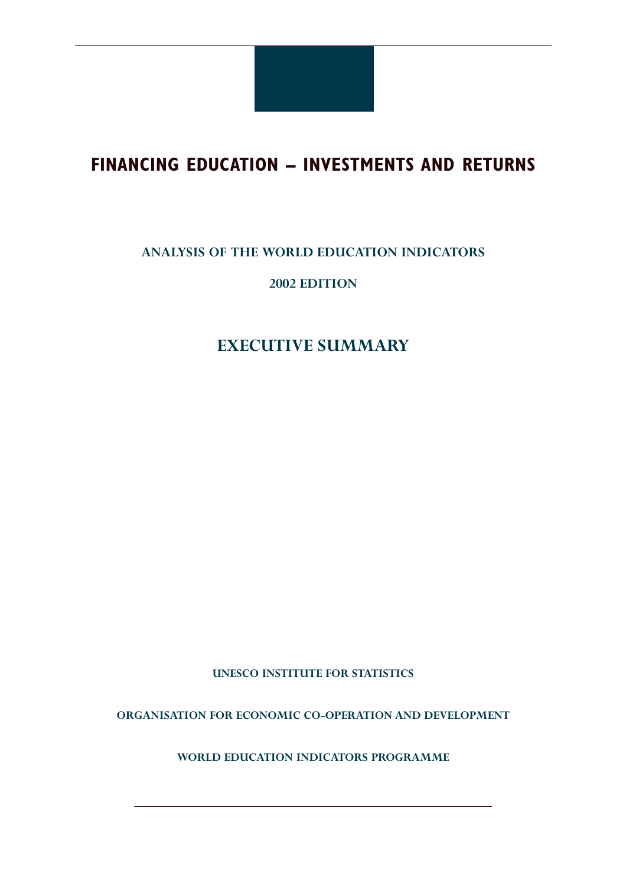# FINANCING EDUCATION – INVESTMENTS AND RETURNS

## ANALYSIS OF THE WORLD EDUCATION INDICATORS

## 2002 EDITION

## EXECUTIVE SUMMARY

UNESCO INSTITUTE FOR STATISTICS

ORGANISATION FOR ECONOMIC CO-OPERATION AND DEVELOPMENT

WORLD EDUCATION INDICATORS PROGRAMME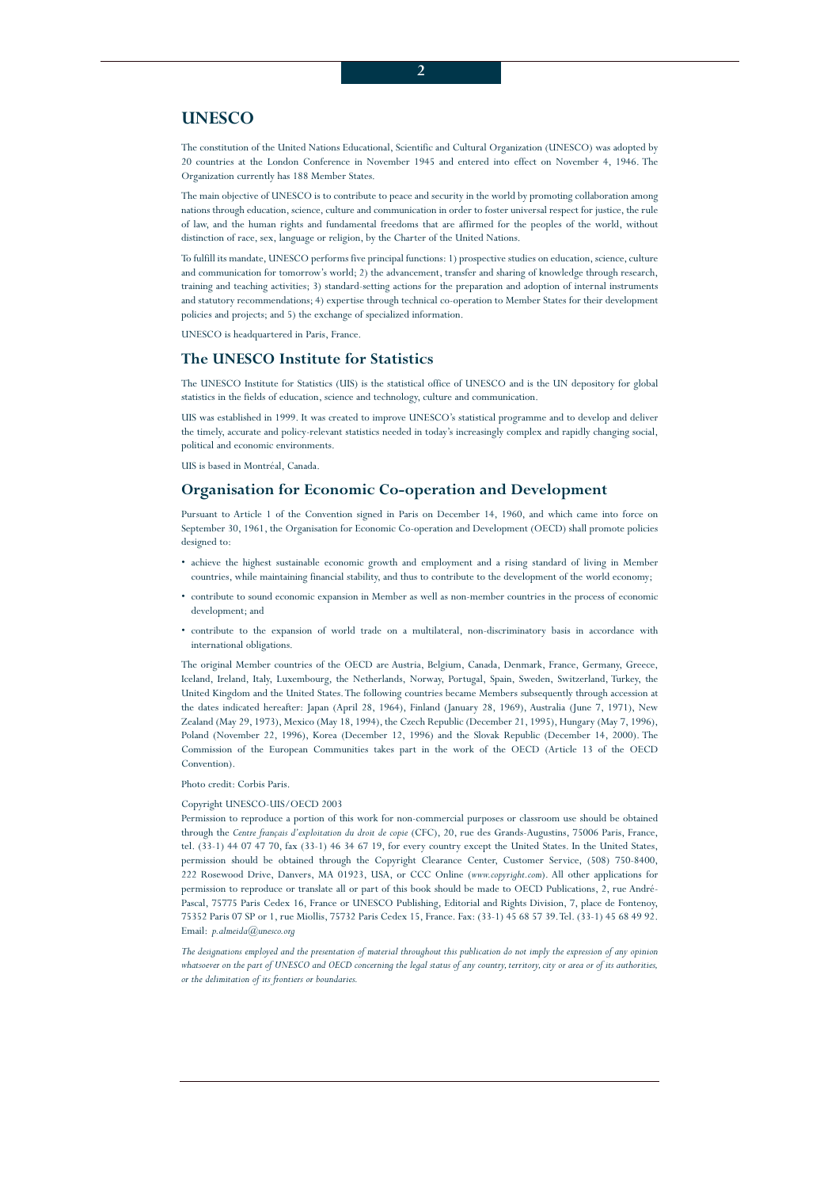## UNESCO

The constitution of the United Nations Educational, Scientific and Cultural Organization (UNESCO) was adopted by 20 countries at the London Conference in November 1945 and entered into effect on November 4, 1946. The Organization currently has 188 Member States.

The main objective of UNESCO is to contribute to peace and security in the world by promoting collaboration among nations through education, science, culture and communication in order to foster universal respect for justice, the rule of law, and the human rights and fundamental freedoms that are affirmed for the peoples of the world, without distinction of race, sex, language or religion, by the Charter of the United Nations.

To fulfill its mandate, UNESCO performs five principal functions: 1) prospective studies on education, science, culture and communication for tomorrow's world; 2) the advancement, transfer and sharing of knowledge through research, training and teaching activities; 3) standard-setting actions for the preparation and adoption of internal instruments and statutory recommendations; 4) expertise through technical co-operation to Member States for their development policies and projects; and 5) the exchange of specialized information.

UNESCO is headquartered in Paris, France.

## The UNESCO Institute for Statistics

The UNESCO Institute for Statistics (UIS) is the statistical office of UNESCO and is the UN depository for global statistics in the fields of education, science and technology, culture and communication.

UIS was established in 1999. It was created to improve UNESCO's statistical programme and to develop and deliver the timely, accurate and policy-relevant statistics needed in today's increasingly complex and rapidly changing social, political and economic environments.

UIS is based in Montréal, Canada.

## Organisation for Economic Co-operation and Development

Pursuant to Article 1 of the Convention signed in Paris on December 14, 1960, and which came into force on September 30, 1961, the Organisation for Economic Co-operation and Development (OECD) shall promote policies designed to:

- achieve the highest sustainable economic growth and employment and a rising standard of living in Member countries, while maintaining financial stability, and thus to contribute to the development of the world economy;
- contribute to sound economic expansion in Member as well as non-member countries in the process of economic development; and
- contribute to the expansion of world trade on a multilateral, non-discriminatory basis in accordance with international obligations.

The original Member countries of the OECD are Austria, Belgium, Canada, Denmark, France, Germany, Greece, Iceland, Ireland, Italy, Luxembourg, the Netherlands, Norway, Portugal, Spain, Sweden, Switzerland, Turkey, the United Kingdom and the United States. The following countries became Members subsequently through accession at the dates indicated hereafter: Japan (April 28, 1964), Finland (January 28, 1969), Australia (June 7, 1971), New Zealand (May 29, 1973), Mexico (May 18, 1994), the Czech Republic (December 21, 1995), Hungary (May 7, 1996), Poland (November 22, 1996), Korea (December 12, 1996) and the Slovak Republic (December 14, 2000). The Commission of the European Communities takes part in the work of the OECD (Article 13 of the OECD Convention).

Photo credit: Corbis Paris.

Copyright UNESCO-UIS/OECD 2003

Permission to reproduce a portion of this work for non-commercial purposes or classroom use should be obtained through the *Centre français d'exploitation du droit de copie* (CFC), 20, rue des Grands-Augustins, 75006 Paris, France, tel. (33-1) 44 07 47 70, fax (33-1) 46 34 67 19, for every country except the United States. In the United States, permission should be obtained through the Copyright Clearance Center, Customer Service, (508) 750-8400, 222 Rosewood Drive, Danvers, MA 01923, USA, or CCC Online (*www.copyright.com*). All other applications for permission to reproduce or translate all or part of this book should be made to OECD Publications, 2, rue André-Pascal, 75775 Paris Cedex 16, France or UNESCO Publishing, Editorial and Rights Division, 7, place de Fontenoy, 75352 Paris 07 SP or 1, rue Miollis, 75732 Paris Cedex 15, France. Fax: (33-1) 45 68 57 39. Tel. (33-1) 45 68 49 92. Email: *p.almeida@unesco.org*

*The designations employed and the presentation of material throughout this publication do not imply the expression of any opinion whatsoever on the part of UNESCO and OECD concerning the legal status of any country, territory, city or area or of its authorities, or the delimitation of its frontiers or boundaries.*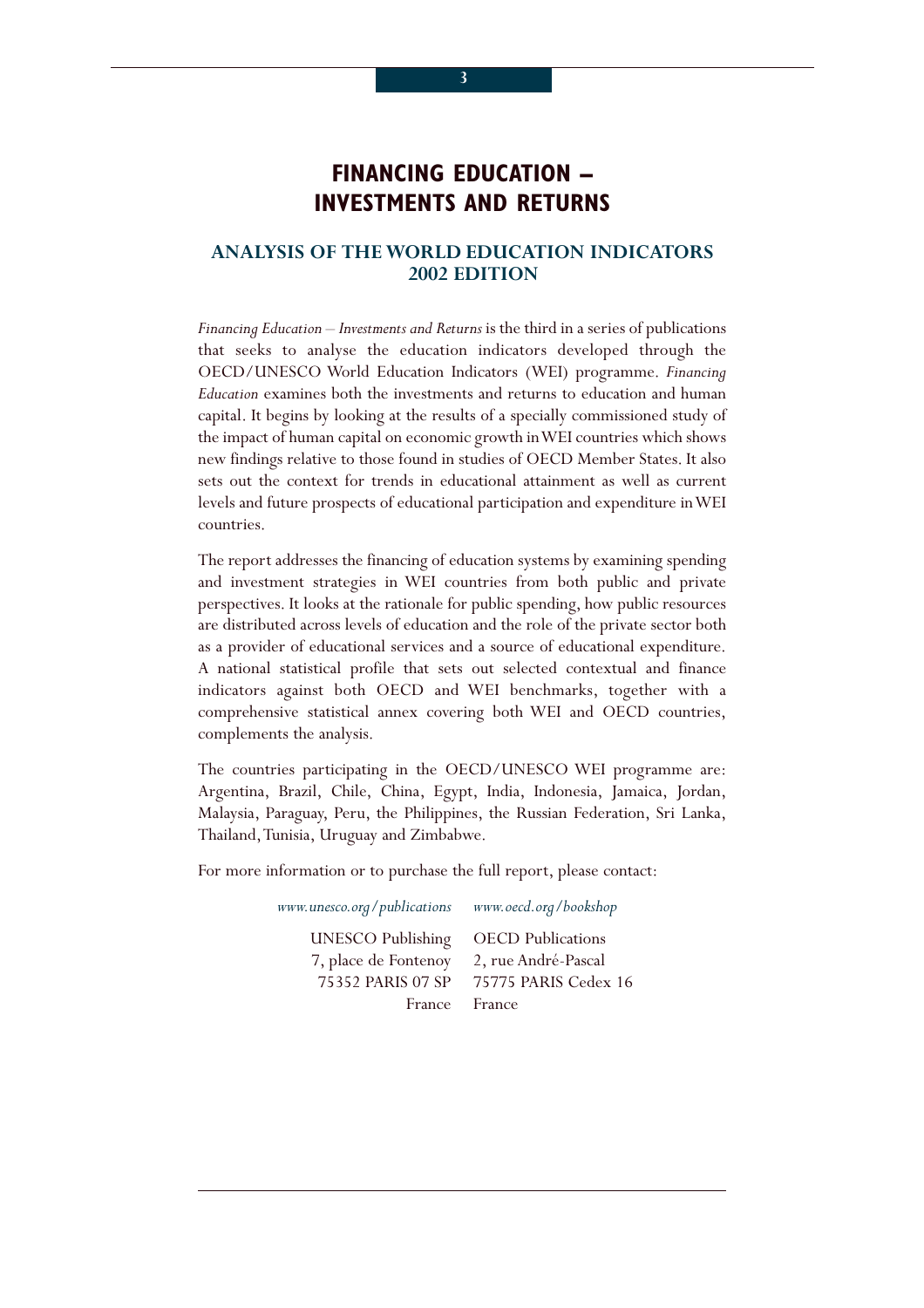# FINANCING EDUCATION – INVESTMENTS AND RETURNS

## ANALYSIS OF THE WORLD EDUCATION INDICATORS 2002 EDITION

*Financing Education – Investments and Returns* is the third in a series of publications that seeks to analyse the education indicators developed through the OECD/UNESCO World Education Indicators (WEI) programme. *Financing Education* examines both the investments and returns to education and human capital. It begins by looking at the results of a specially commissioned study of the impact of human capital on economic growth in WEI countries which shows new findings relative to those found in studies of OECD Member States. It also sets out the context for trends in educational attainment as well as current levels and future prospects of educational participation and expenditure in WEI countries.

The report addresses the financing of education systems by examining spending and investment strategies in WEI countries from both public and private perspectives. It looks at the rationale for public spending, how public resources are distributed across levels of education and the role of the private sector both as a provider of educational services and a source of educational expenditure. A national statistical profile that sets out selected contextual and finance indicators against both OECD and WEI benchmarks, together with a comprehensive statistical annex covering both WEI and OECD countries, complements the analysis.

The countries participating in the OECD/UNESCO WEI programme are: Argentina, Brazil, Chile, China, Egypt, India, Indonesia, Jamaica, Jordan, Malaysia, Paraguay, Peru, the Philippines, the Russian Federation, Sri Lanka, Thailand, Tunisia, Uruguay and Zimbabwe.

For more information or to purchase the full report, please contact:

| *www.unesco.org/publications* | *www.oecd.org/bookshop* |
|---|---|
| UNESCO Publishing | OECD Publications |
| 7, place de Fontenoy | 2, rue André-Pascal |
| 75352 PARIS 07 SP | 75775 PARIS Cedex 16 |
| France | France |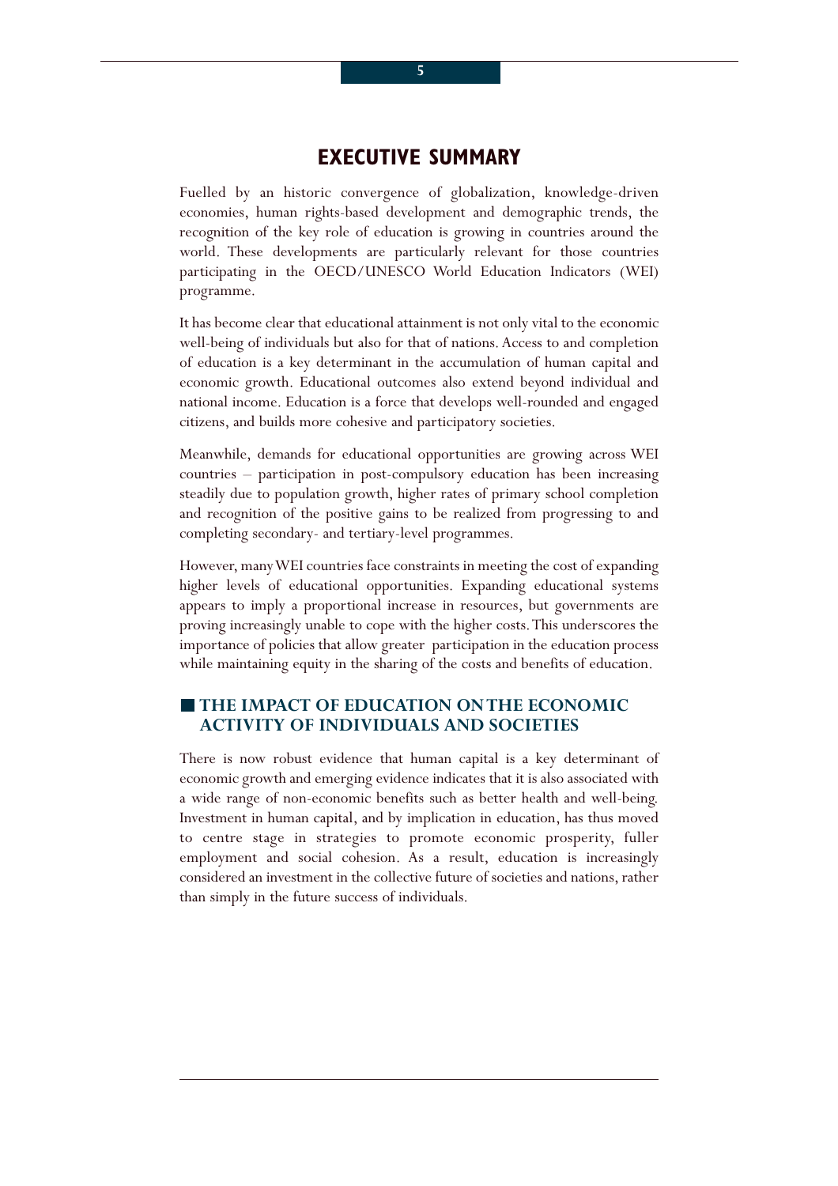# EXECUTIVE SUMMARY

Fuelled by an historic convergence of globalization, knowledge-driven economies, human rights-based development and demographic trends, the recognition of the key role of education is growing in countries around the world. These developments are particularly relevant for those countries participating in the OECD/UNESCO World Education Indicators (WEI) programme.

It has become clear that educational attainment is not only vital to the economic well-being of individuals but also for that of nations. Access to and completion of education is a key determinant in the accumulation of human capital and economic growth. Educational outcomes also extend beyond individual and national income. Education is a force that develops well-rounded and engaged citizens, and builds more cohesive and participatory societies.

Meanwhile, demands for educational opportunities are growing across WEI countries – participation in post-compulsory education has been increasing steadily due to population growth, higher rates of primary school completion and recognition of the positive gains to be realized from progressing to and completing secondary- and tertiary-level programmes.

However, many WEI countries face constraints in meeting the cost of expanding higher levels of educational opportunities. Expanding educational systems appears to imply a proportional increase in resources, but governments are proving increasingly unable to cope with the higher costs. This underscores the importance of policies that allow greater participation in the education process while maintaining equity in the sharing of the costs and benefits of education.

## THE IMPACT OF EDUCATION ON THE ECONOMIC ACTIVITY OF INDIVIDUALS AND SOCIETIES

There is now robust evidence that human capital is a key determinant of economic growth and emerging evidence indicates that it is also associated with a wide range of non-economic benefits such as better health and well-being. Investment in human capital, and by implication in education, has thus moved to centre stage in strategies to promote economic prosperity, fuller employment and social cohesion. As a result, education is increasingly considered an investment in the collective future of societies and nations, rather than simply in the future success of individuals.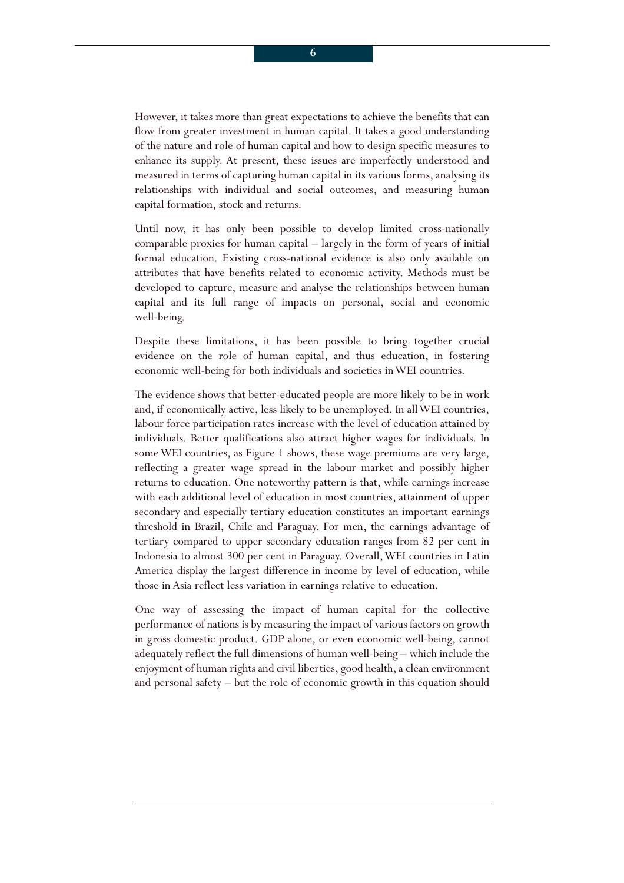However, it takes more than great expectations to achieve the benefits that can flow from greater investment in human capital. It takes a good understanding of the nature and role of human capital and how to design specific measures to enhance its supply. At present, these issues are imperfectly understood and measured in terms of capturing human capital in its various forms, analysing its relationships with individual and social outcomes, and measuring human capital formation, stock and returns.

Until now, it has only been possible to develop limited cross-nationally comparable proxies for human capital – largely in the form of years of initial formal education. Existing cross-national evidence is also only available on attributes that have benefits related to economic activity. Methods must be developed to capture, measure and analyse the relationships between human capital and its full range of impacts on personal, social and economic well-being.

Despite these limitations, it has been possible to bring together crucial evidence on the role of human capital, and thus education, in fostering economic well-being for both individuals and societies in WEI countries.

The evidence shows that better-educated people are more likely to be in work and, if economically active, less likely to be unemployed. In all WEI countries, labour force participation rates increase with the level of education attained by individuals. Better qualifications also attract higher wages for individuals. In some WEI countries, as Figure 1 shows, these wage premiums are very large, reflecting a greater wage spread in the labour market and possibly higher returns to education. One noteworthy pattern is that, while earnings increase with each additional level of education in most countries, attainment of upper secondary and especially tertiary education constitutes an important earnings threshold in Brazil, Chile and Paraguay. For men, the earnings advantage of tertiary compared to upper secondary education ranges from 82 per cent in Indonesia to almost 300 per cent in Paraguay. Overall, WEI countries in Latin America display the largest difference in income by level of education, while those in Asia reflect less variation in earnings relative to education.

One way of assessing the impact of human capital for the collective performance of nations is by measuring the impact of various factors on growth in gross domestic product. GDP alone, or even economic well-being, cannot adequately reflect the full dimensions of human well-being – which include the enjoyment of human rights and civil liberties, good health, a clean environment and personal safety – but the role of economic growth in this equation should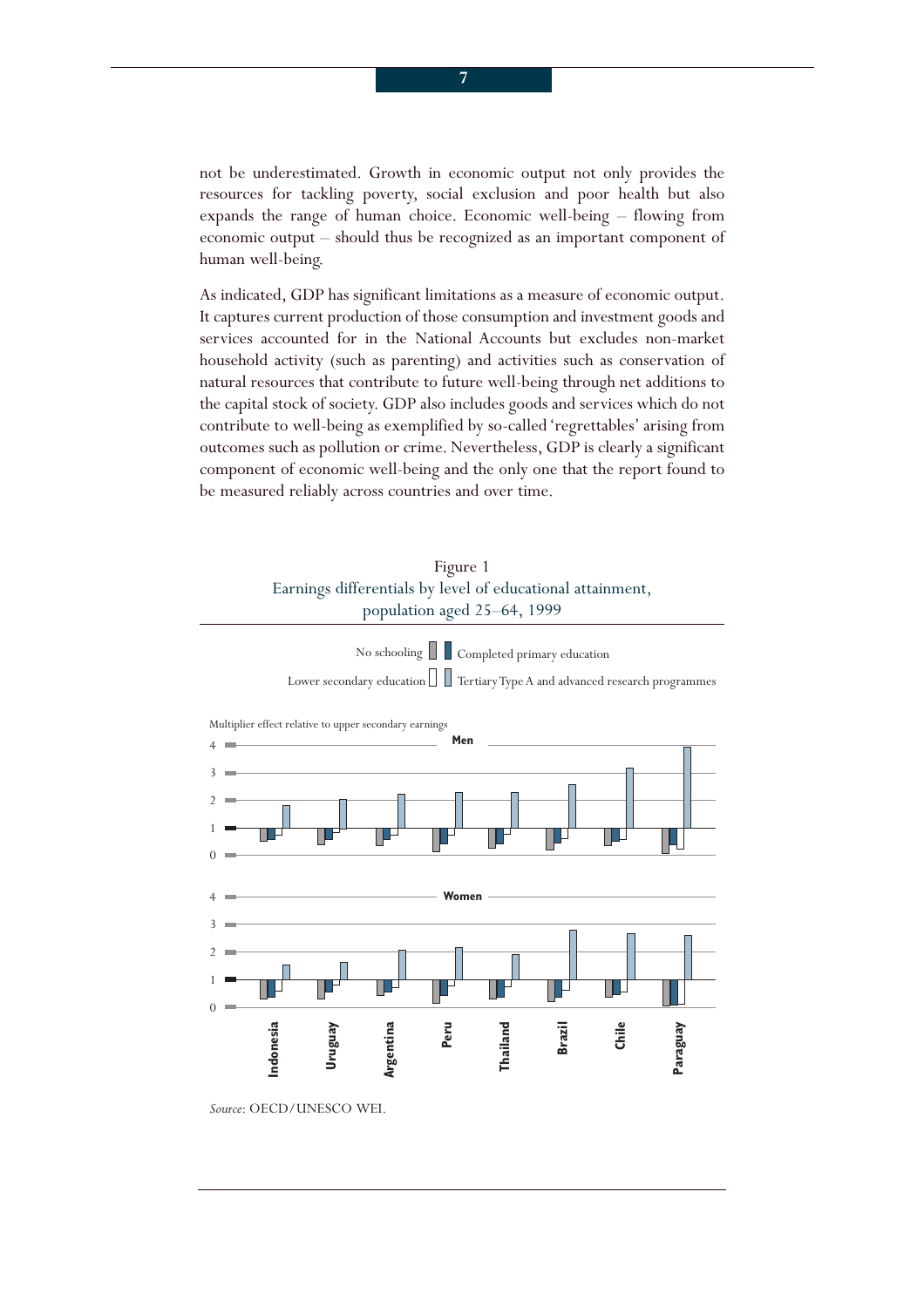not be underestimated. Growth in economic output not only provides the resources for tackling poverty, social exclusion and poor health but also expands the range of human choice. Economic well-being – flowing from economic output – should thus be recognized as an important component of human well-being.

As indicated, GDP has significant limitations as a measure of economic output. It captures current production of those consumption and investment goods and services accounted for in the National Accounts but excludes non-market household activity (such as parenting) and activities such as conservation of natural resources that contribute to future well-being through net additions to the capital stock of society. GDP also includes goods and services which do not contribute to well-being as exemplified by so-called 'regrettables' arising from outcomes such as pollution or crime. Nevertheless, GDP is clearly a significant component of economic well-being and the only one that the report found to be measured reliably across countries and over time.

Figure 1
Earnings differentials by level of educational attainment, population aged 25–64, 1999

No schooling | Completed primary education | Lower secondary education | Tertiary Type A and advanced research programmes

Multiplier effect relative to upper secondary earnings

Men

Women

Indonesia, Uruguay, Argentina, Peru, Thailand, Brazil, Chile, Paraguay

*Source*: OECD/UNESCO WEI.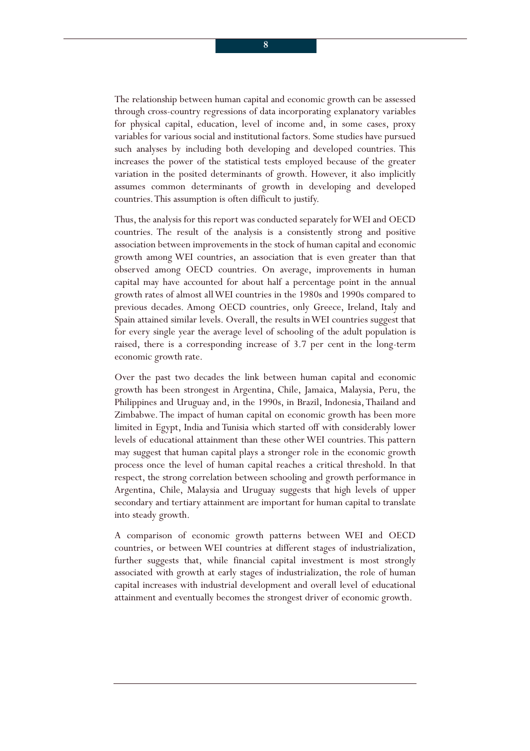The relationship between human capital and economic growth can be assessed through cross-country regressions of data incorporating explanatory variables for physical capital, education, level of income and, in some cases, proxy variables for various social and institutional factors. Some studies have pursued such analyses by including both developing and developed countries. This increases the power of the statistical tests employed because of the greater variation in the posited determinants of growth. However, it also implicitly assumes common determinants of growth in developing and developed countries. This assumption is often difficult to justify.

Thus, the analysis for this report was conducted separately for WEI and OECD countries. The result of the analysis is a consistently strong and positive association between improvements in the stock of human capital and economic growth among WEI countries, an association that is even greater than that observed among OECD countries. On average, improvements in human capital may have accounted for about half a percentage point in the annual growth rates of almost all WEI countries in the 1980s and 1990s compared to previous decades. Among OECD countries, only Greece, Ireland, Italy and Spain attained similar levels. Overall, the results in WEI countries suggest that for every single year the average level of schooling of the adult population is raised, there is a corresponding increase of 3.7 per cent in the long-term economic growth rate.

Over the past two decades the link between human capital and economic growth has been strongest in Argentina, Chile, Jamaica, Malaysia, Peru, the Philippines and Uruguay and, in the 1990s, in Brazil, Indonesia, Thailand and Zimbabwe. The impact of human capital on economic growth has been more limited in Egypt, India and Tunisia which started off with considerably lower levels of educational attainment than these other WEI countries. This pattern may suggest that human capital plays a stronger role in the economic growth process once the level of human capital reaches a critical threshold. In that respect, the strong correlation between schooling and growth performance in Argentina, Chile, Malaysia and Uruguay suggests that high levels of upper secondary and tertiary attainment are important for human capital to translate into steady growth.

A comparison of economic growth patterns between WEI and OECD countries, or between WEI countries at different stages of industrialization, further suggests that, while financial capital investment is most strongly associated with growth at early stages of industrialization, the role of human capital increases with industrial development and overall level of educational attainment and eventually becomes the strongest driver of economic growth.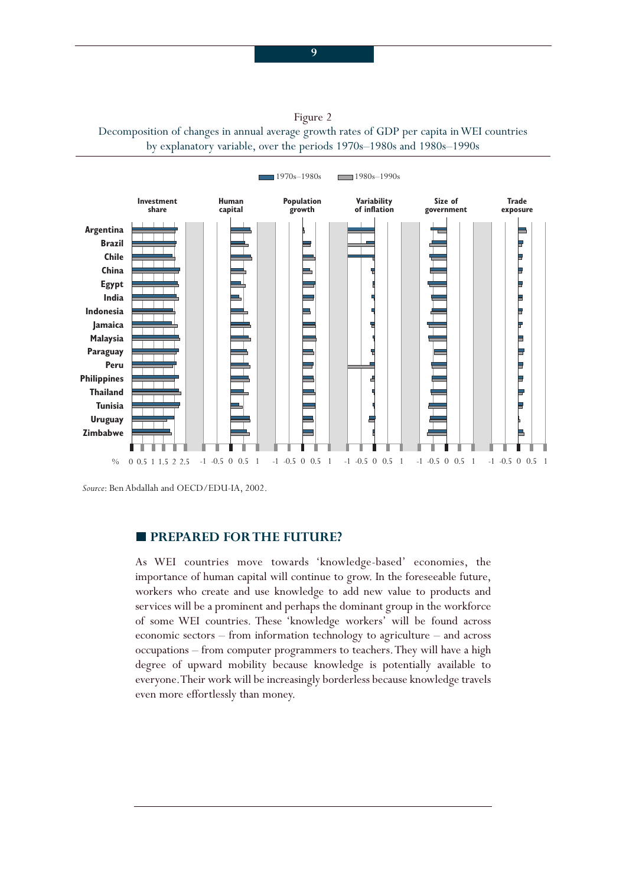Figure 2
Decomposition of changes in annual average growth rates of GDP per capita in WEI countries by explanatory variable, over the periods 1970s–1980s and 1980s–1990s

*Source*: Ben Abdallah and OECD/EDU-IA, 2002.

## PREPARED FOR THE FUTURE?

As WEI countries move towards 'knowledge-based' economies, the importance of human capital will continue to grow. In the foreseeable future, workers who create and use knowledge to add new value to products and services will be a prominent and perhaps the dominant group in the workforce of some WEI countries. These 'knowledge workers' will be found across economic sectors – from information technology to agriculture – and across occupations – from computer programmers to teachers. They will have a high degree of upward mobility because knowledge is potentially available to everyone. Their work will be increasingly borderless because knowledge travels even more effortlessly than money.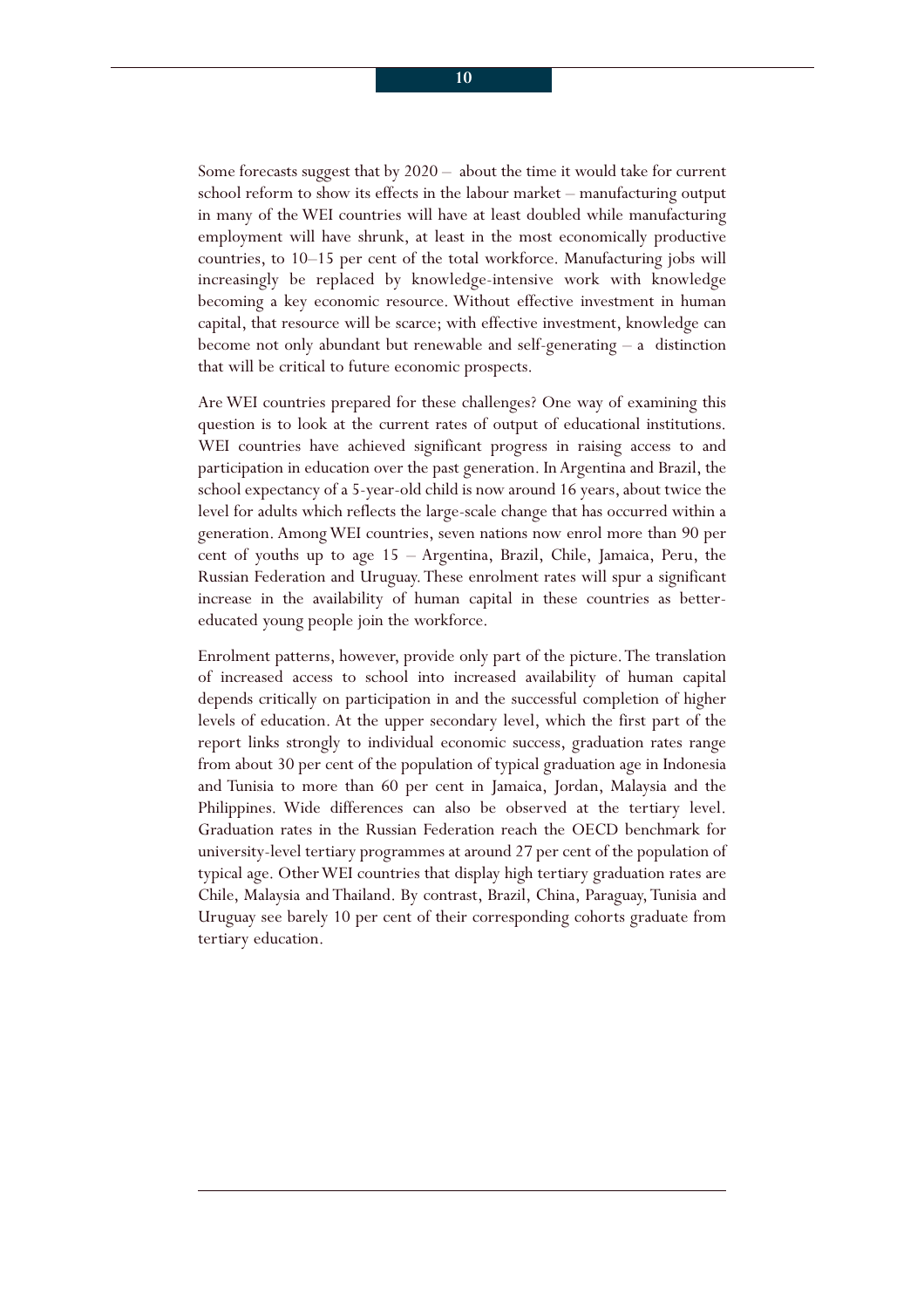Some forecasts suggest that by 2020 – about the time it would take for current school reform to show its effects in the labour market – manufacturing output in many of the WEI countries will have at least doubled while manufacturing employment will have shrunk, at least in the most economically productive countries, to 10–15 per cent of the total workforce. Manufacturing jobs will increasingly be replaced by knowledge-intensive work with knowledge becoming a key economic resource. Without effective investment in human capital, that resource will be scarce; with effective investment, knowledge can become not only abundant but renewable and self-generating – a distinction that will be critical to future economic prospects.

Are WEI countries prepared for these challenges? One way of examining this question is to look at the current rates of output of educational institutions. WEI countries have achieved significant progress in raising access to and participation in education over the past generation. In Argentina and Brazil, the school expectancy of a 5-year-old child is now around 16 years, about twice the level for adults which reflects the large-scale change that has occurred within a generation. Among WEI countries, seven nations now enrol more than 90 per cent of youths up to age 15 – Argentina, Brazil, Chile, Jamaica, Peru, the Russian Federation and Uruguay. These enrolment rates will spur a significant increase in the availability of human capital in these countries as better-educated young people join the workforce.

Enrolment patterns, however, provide only part of the picture. The translation of increased access to school into increased availability of human capital depends critically on participation in and the successful completion of higher levels of education. At the upper secondary level, which the first part of the report links strongly to individual economic success, graduation rates range from about 30 per cent of the population of typical graduation age in Indonesia and Tunisia to more than 60 per cent in Jamaica, Jordan, Malaysia and the Philippines. Wide differences can also be observed at the tertiary level. Graduation rates in the Russian Federation reach the OECD benchmark for university-level tertiary programmes at around 27 per cent of the population of typical age. Other WEI countries that display high tertiary graduation rates are Chile, Malaysia and Thailand. By contrast, Brazil, China, Paraguay, Tunisia and Uruguay see barely 10 per cent of their corresponding cohorts graduate from tertiary education.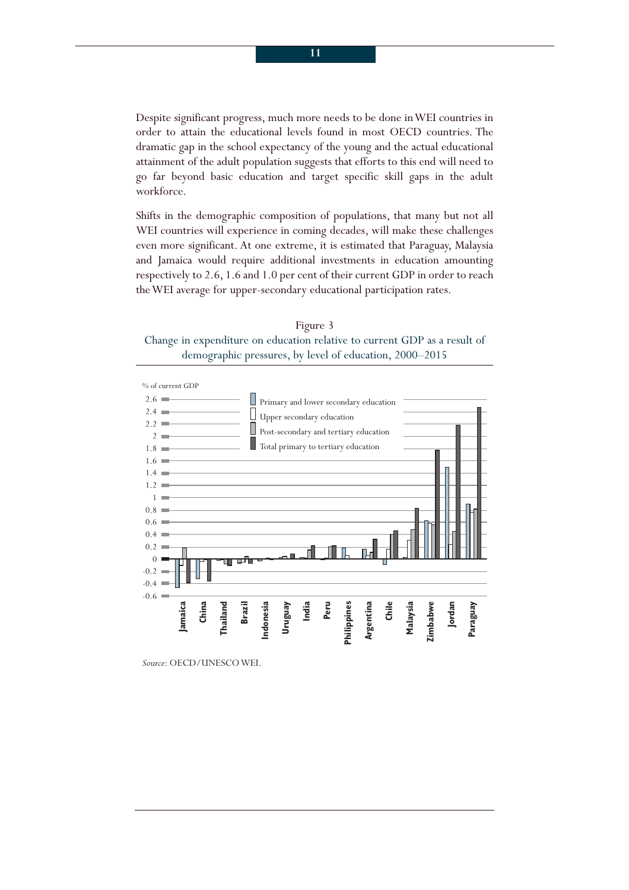Despite significant progress, much more needs to be done in WEI countries in order to attain the educational levels found in most OECD countries. The dramatic gap in the school expectancy of the young and the actual educational attainment of the adult population suggests that efforts to this end will need to go far beyond basic education and target specific skill gaps in the adult workforce.

Shifts in the demographic composition of populations, that many but not all WEI countries will experience in coming decades, will make these challenges even more significant. At one extreme, it is estimated that Paraguay, Malaysia and Jamaica would require additional investments in education amounting respectively to 2.6, 1.6 and 1.0 per cent of their current GDP in order to reach the WEI average for upper-secondary educational participation rates.

Figure 3
Change in expenditure on education relative to current GDP as a result of demographic pressures, by level of education, 2000–2015

*Source*: OECD/UNESCO WEI.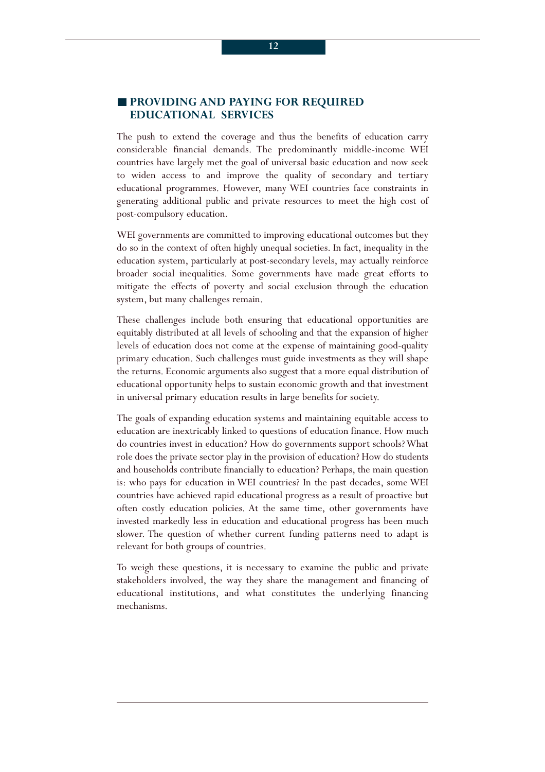## PROVIDING AND PAYING FOR REQUIRED EDUCATIONAL SERVICES

The push to extend the coverage and thus the benefits of education carry considerable financial demands. The predominantly middle-income WEI countries have largely met the goal of universal basic education and now seek to widen access to and improve the quality of secondary and tertiary educational programmes. However, many WEI countries face constraints in generating additional public and private resources to meet the high cost of post-compulsory education.

WEI governments are committed to improving educational outcomes but they do so in the context of often highly unequal societies. In fact, inequality in the education system, particularly at post-secondary levels, may actually reinforce broader social inequalities. Some governments have made great efforts to mitigate the effects of poverty and social exclusion through the education system, but many challenges remain.

These challenges include both ensuring that educational opportunities are equitably distributed at all levels of schooling and that the expansion of higher levels of education does not come at the expense of maintaining good-quality primary education. Such challenges must guide investments as they will shape the returns. Economic arguments also suggest that a more equal distribution of educational opportunity helps to sustain economic growth and that investment in universal primary education results in large benefits for society.

The goals of expanding education systems and maintaining equitable access to education are inextricably linked to questions of education finance. How much do countries invest in education? How do governments support schools? What role does the private sector play in the provision of education? How do students and households contribute financially to education? Perhaps, the main question is: who pays for education in WEI countries? In the past decades, some WEI countries have achieved rapid educational progress as a result of proactive but often costly education policies. At the same time, other governments have invested markedly less in education and educational progress has been much slower. The question of whether current funding patterns need to adapt is relevant for both groups of countries.

To weigh these questions, it is necessary to examine the public and private stakeholders involved, the way they share the management and financing of educational institutions, and what constitutes the underlying financing mechanisms.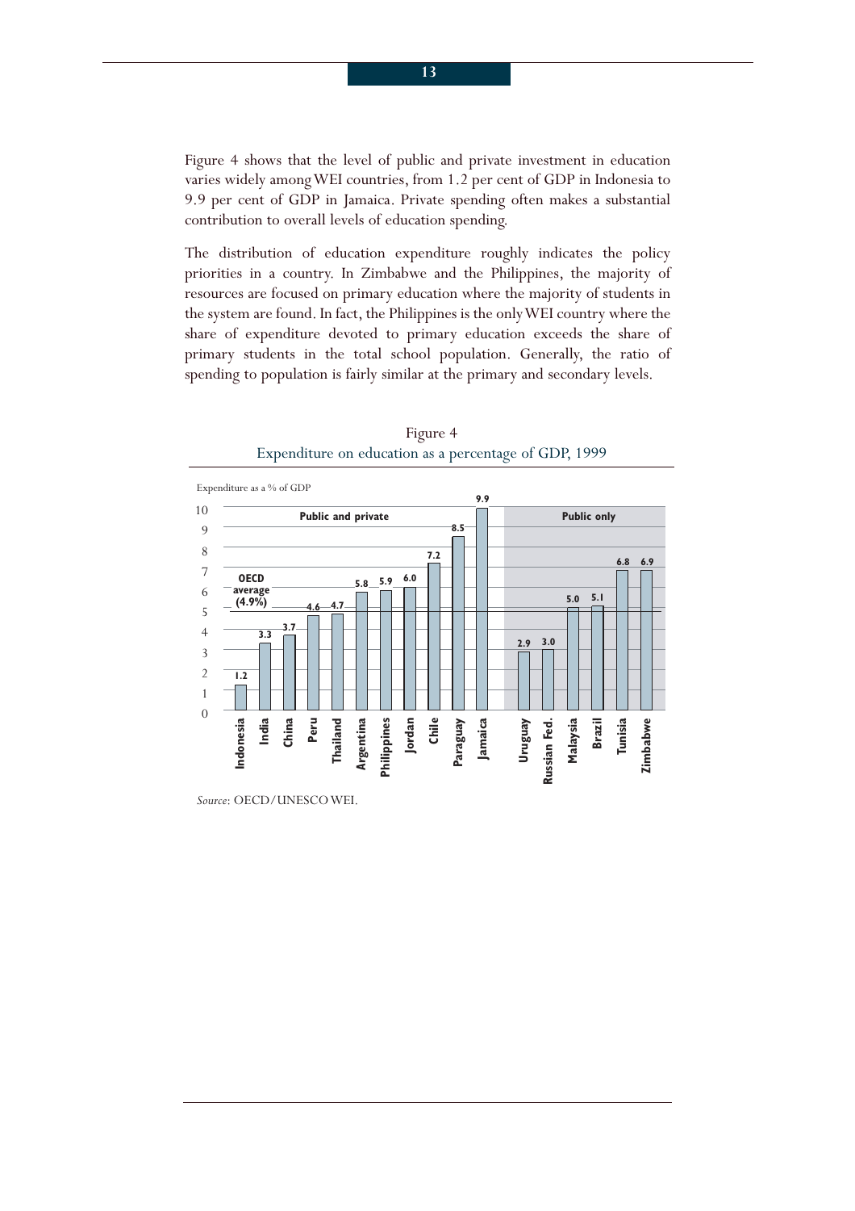Figure 4 shows that the level of public and private investment in education varies widely among WEI countries, from 1.2 per cent of GDP in Indonesia to 9.9 per cent of GDP in Jamaica. Private spending often makes a substantial contribution to overall levels of education spending.

The distribution of education expenditure roughly indicates the policy priorities in a country. In Zimbabwe and the Philippines, the majority of resources are focused on primary education where the majority of students in the system are found. In fact, the Philippines is the only WEI country where the share of expenditure devoted to primary education exceeds the share of primary students in the total school population. Generally, the ratio of spending to population is fairly similar at the primary and secondary levels.

Figure 4
Expenditure on education as a percentage of GDP, 1999

| Country | Expenditure as a % of GDP |
|---|---|
| **Public and private** | |
| Indonesia | 1.2 |
| India | 3.3 |
| China | 3.7 |
| Peru | 4.6 |
| Thailand | 4.7 |
| Argentina | 5.8 |
| Philippines | 5.9 |
| Jordan | 6.0 |
| Chile | 7.2 |
| Paraguay | 8.5 |
| Jamaica | 9.9 |
| **Public only** | |
| Uruguay | 2.9 |
| Russian Fed. | 3.0 |
| Malaysia | 5.0 |
| Brazil | 5.1 |
| Tunisia | 6.8 |
| Zimbabwe | 6.9 |

OECD average (4.9%)

*Source*: OECD/UNESCO WEI.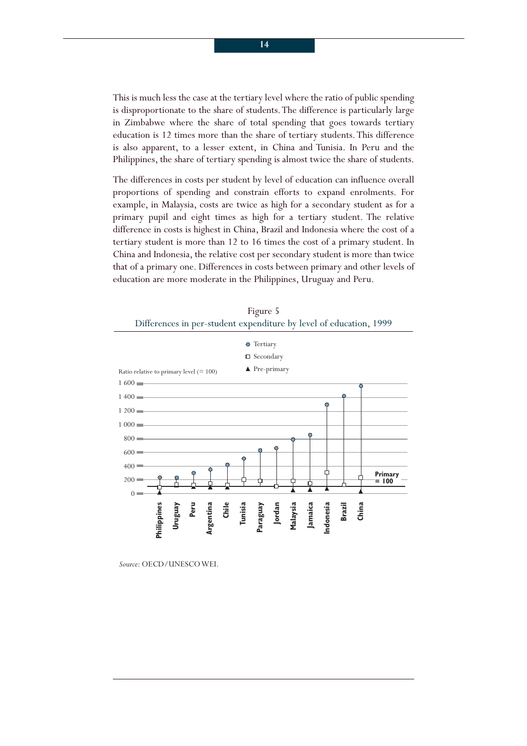This is much less the case at the tertiary level where the ratio of public spending is disproportionate to the share of students. The difference is particularly large in Zimbabwe where the share of total spending that goes towards tertiary education is 12 times more than the share of tertiary students. This difference is also apparent, to a lesser extent, in China and Tunisia. In Peru and the Philippines, the share of tertiary spending is almost twice the share of students.

The differences in costs per student by level of education can influence overall proportions of spending and constrain efforts to expand enrolments. For example, in Malaysia, costs are twice as high for a secondary student as for a primary pupil and eight times as high for a tertiary student. The relative difference in costs is highest in China, Brazil and Indonesia where the cost of a tertiary student is more than 12 to 16 times the cost of a primary student. In China and Indonesia, the relative cost per secondary student is more than twice that of a primary one. Differences in costs between primary and other levels of education are more moderate in the Philippines, Uruguay and Peru.

Figure 5
Differences in per-student expenditure by level of education, 1999

*Source*: OECD/UNESCO WEI.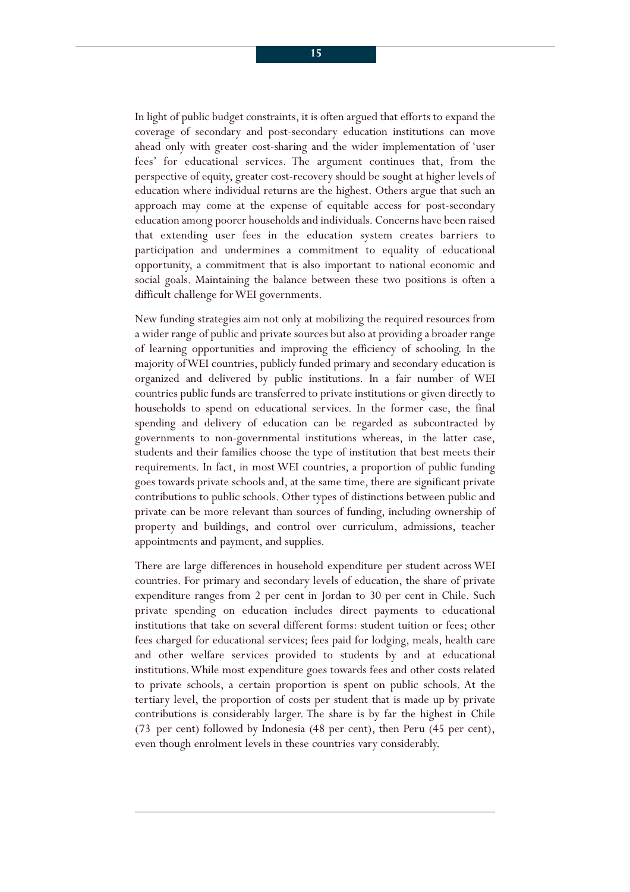In light of public budget constraints, it is often argued that efforts to expand the coverage of secondary and post-secondary education institutions can move ahead only with greater cost-sharing and the wider implementation of 'user fees' for educational services. The argument continues that, from the perspective of equity, greater cost-recovery should be sought at higher levels of education where individual returns are the highest. Others argue that such an approach may come at the expense of equitable access for post-secondary education among poorer households and individuals. Concerns have been raised that extending user fees in the education system creates barriers to participation and undermines a commitment to equality of educational opportunity, a commitment that is also important to national economic and social goals. Maintaining the balance between these two positions is often a difficult challenge for WEI governments.

New funding strategies aim not only at mobilizing the required resources from a wider range of public and private sources but also at providing a broader range of learning opportunities and improving the efficiency of schooling. In the majority of WEI countries, publicly funded primary and secondary education is organized and delivered by public institutions. In a fair number of WEI countries public funds are transferred to private institutions or given directly to households to spend on educational services. In the former case, the final spending and delivery of education can be regarded as subcontracted by governments to non-governmental institutions whereas, in the latter case, students and their families choose the type of institution that best meets their requirements. In fact, in most WEI countries, a proportion of public funding goes towards private schools and, at the same time, there are significant private contributions to public schools. Other types of distinctions between public and private can be more relevant than sources of funding, including ownership of property and buildings, and control over curriculum, admissions, teacher appointments and payment, and supplies.

There are large differences in household expenditure per student across WEI countries. For primary and secondary levels of education, the share of private expenditure ranges from 2 per cent in Jordan to 30 per cent in Chile. Such private spending on education includes direct payments to educational institutions that take on several different forms: student tuition or fees; other fees charged for educational services; fees paid for lodging, meals, health care and other welfare services provided to students by and at educational institutions. While most expenditure goes towards fees and other costs related to private schools, a certain proportion is spent on public schools. At the tertiary level, the proportion of costs per student that is made up by private contributions is considerably larger. The share is by far the highest in Chile (73 per cent) followed by Indonesia (48 per cent), then Peru (45 per cent), even though enrolment levels in these countries vary considerably.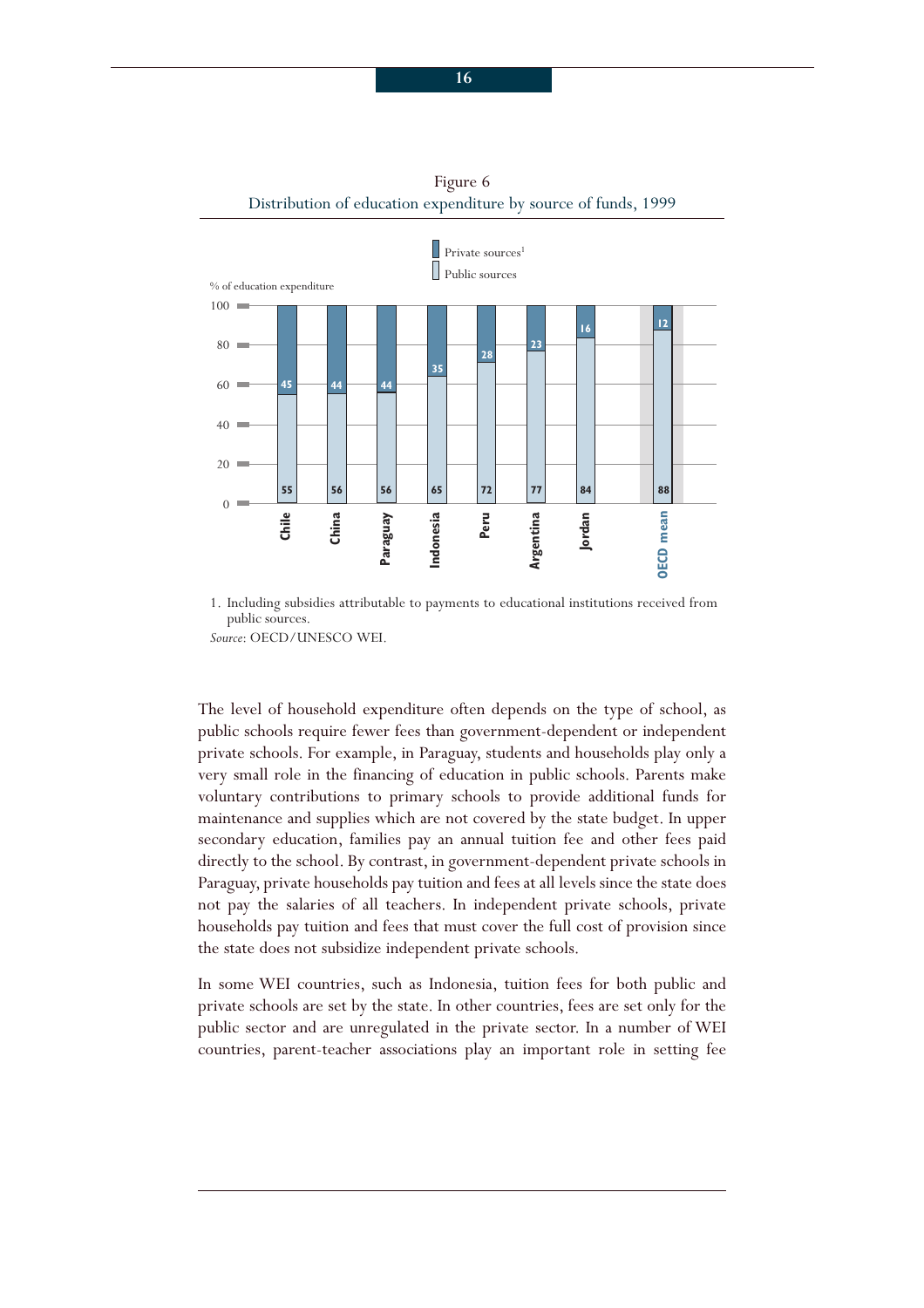Figure 6
Distribution of education expenditure by source of funds, 1999

| Country | Private sources[1] | Public sources |
|---|---|---|
| Chile | 45 | 55 |
| China | 44 | 56 |
| Paraguay | 44 | 56 |
| Indonesia | 35 | 65 |
| Peru | 28 | 72 |
| Argentina | 23 | 77 |
| Jordan | 16 | 84 |
| OECD mean | 12 | 88 |

% of education expenditure

1. Including subsidies attributable to payments to educational institutions received from public sources.

*Source*: OECD/UNESCO WEI.

The level of household expenditure often depends on the type of school, as public schools require fewer fees than government-dependent or independent private schools. For example, in Paraguay, students and households play only a very small role in the financing of education in public schools. Parents make voluntary contributions to primary schools to provide additional funds for maintenance and supplies which are not covered by the state budget. In upper secondary education, families pay an annual tuition fee and other fees paid directly to the school. By contrast, in government-dependent private schools in Paraguay, private households pay tuition and fees at all levels since the state does not pay the salaries of all teachers. In independent private schools, private households pay tuition and fees that must cover the full cost of provision since the state does not subsidize independent private schools.

In some WEI countries, such as Indonesia, tuition fees for both public and private schools are set by the state. In other countries, fees are set only for the public sector and are unregulated in the private sector. In a number of WEI countries, parent-teacher associations play an important role in setting fee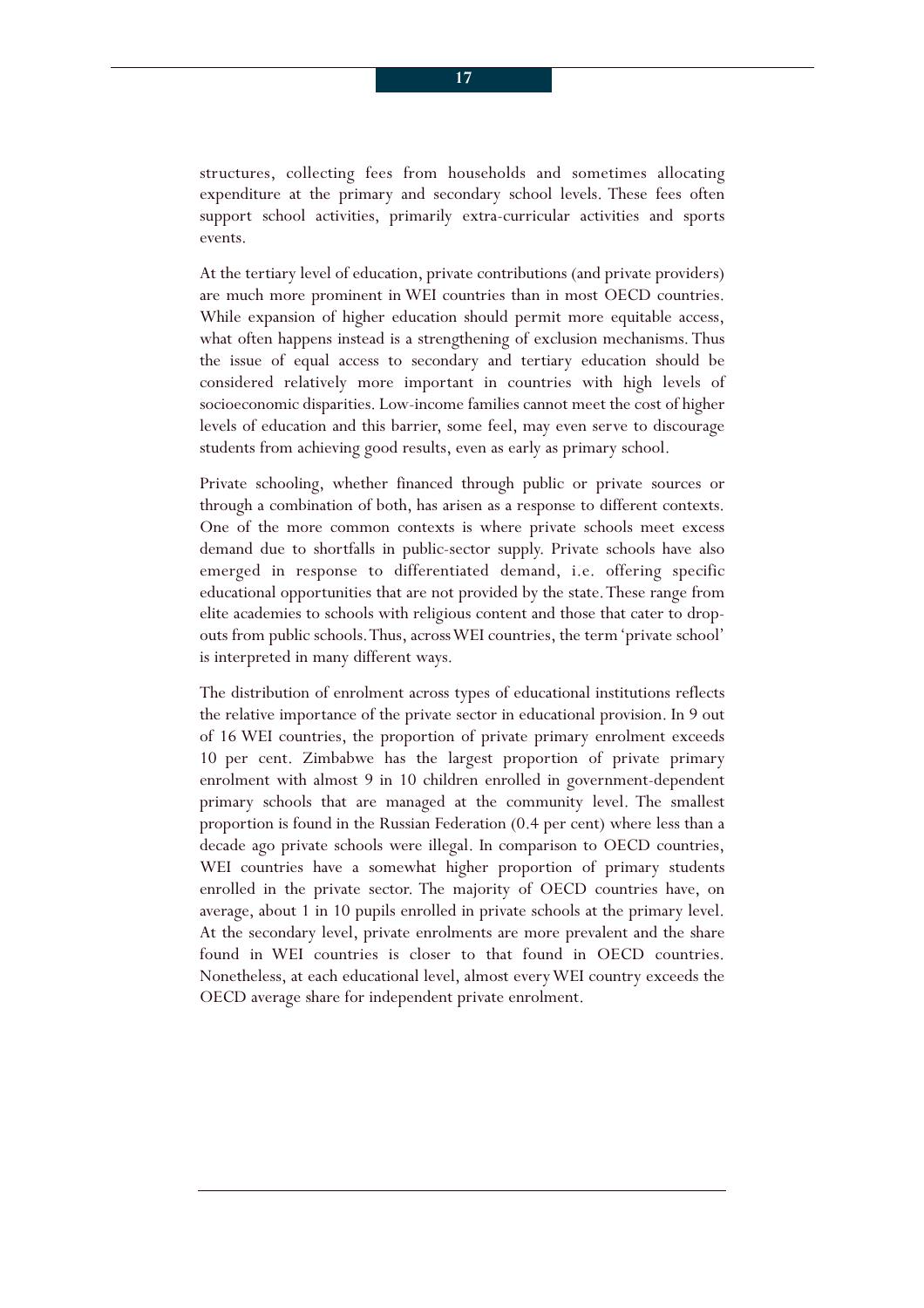structures, collecting fees from households and sometimes allocating expenditure at the primary and secondary school levels. These fees often support school activities, primarily extra-curricular activities and sports events.

At the tertiary level of education, private contributions (and private providers) are much more prominent in WEI countries than in most OECD countries. While expansion of higher education should permit more equitable access, what often happens instead is a strengthening of exclusion mechanisms. Thus the issue of equal access to secondary and tertiary education should be considered relatively more important in countries with high levels of socioeconomic disparities. Low-income families cannot meet the cost of higher levels of education and this barrier, some feel, may even serve to discourage students from achieving good results, even as early as primary school.

Private schooling, whether financed through public or private sources or through a combination of both, has arisen as a response to different contexts. One of the more common contexts is where private schools meet excess demand due to shortfalls in public-sector supply. Private schools have also emerged in response to differentiated demand, i.e. offering specific educational opportunities that are not provided by the state. These range from elite academies to schools with religious content and those that cater to drop-outs from public schools. Thus, across WEI countries, the term 'private school' is interpreted in many different ways.

The distribution of enrolment across types of educational institutions reflects the relative importance of the private sector in educational provision. In 9 out of 16 WEI countries, the proportion of private primary enrolment exceeds 10 per cent. Zimbabwe has the largest proportion of private primary enrolment with almost 9 in 10 children enrolled in government-dependent primary schools that are managed at the community level. The smallest proportion is found in the Russian Federation (0.4 per cent) where less than a decade ago private schools were illegal. In comparison to OECD countries, WEI countries have a somewhat higher proportion of primary students enrolled in the private sector. The majority of OECD countries have, on average, about 1 in 10 pupils enrolled in private schools at the primary level. At the secondary level, private enrolments are more prevalent and the share found in WEI countries is closer to that found in OECD countries. Nonetheless, at each educational level, almost every WEI country exceeds the OECD average share for independent private enrolment.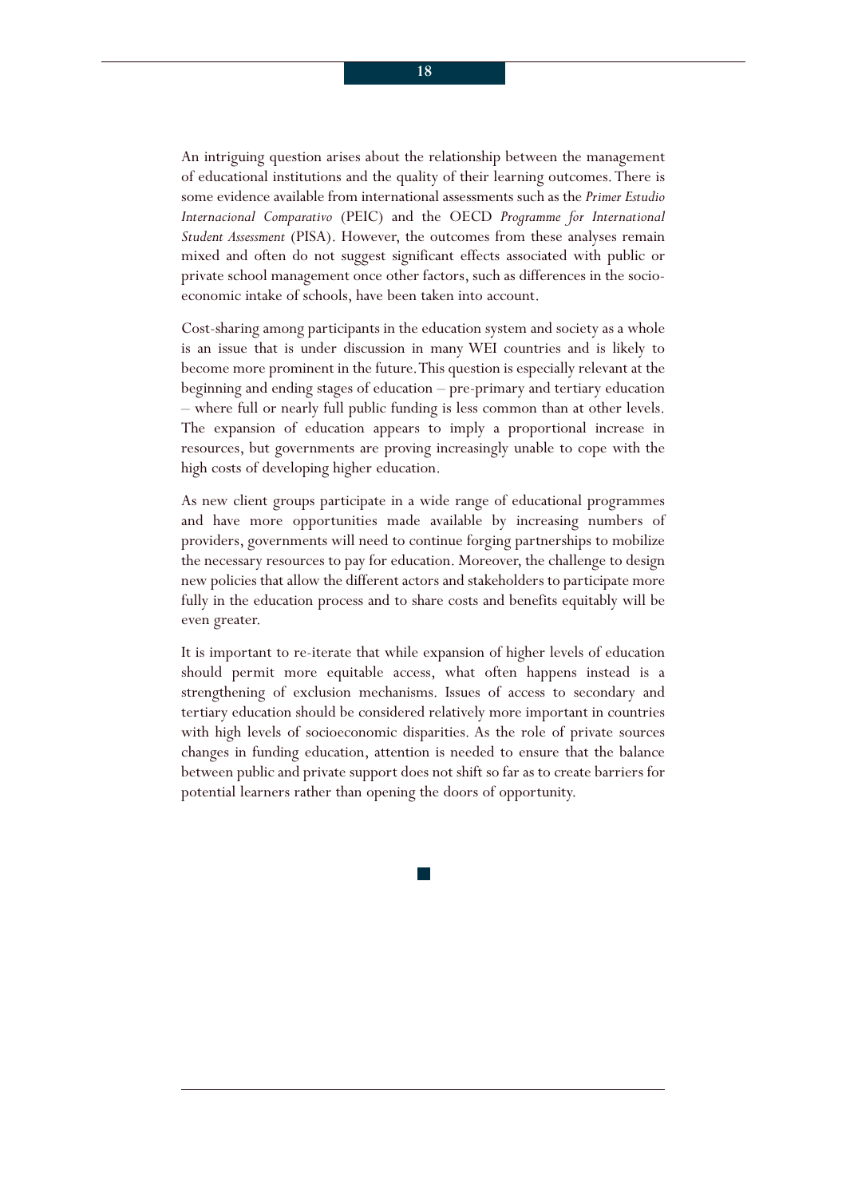An intriguing question arises about the relationship between the management of educational institutions and the quality of their learning outcomes. There is some evidence available from international assessments such as the *Primer Estudio Internacional Comparativo* (PEIC) and the OECD *Programme for International Student Assessment* (PISA). However, the outcomes from these analyses remain mixed and often do not suggest significant effects associated with public or private school management once other factors, such as differences in the socio-economic intake of schools, have been taken into account.

Cost-sharing among participants in the education system and society as a whole is an issue that is under discussion in many WEI countries and is likely to become more prominent in the future. This question is especially relevant at the beginning and ending stages of education – pre-primary and tertiary education – where full or nearly full public funding is less common than at other levels. The expansion of education appears to imply a proportional increase in resources, but governments are proving increasingly unable to cope with the high costs of developing higher education.

As new client groups participate in a wide range of educational programmes and have more opportunities made available by increasing numbers of providers, governments will need to continue forging partnerships to mobilize the necessary resources to pay for education. Moreover, the challenge to design new policies that allow the different actors and stakeholders to participate more fully in the education process and to share costs and benefits equitably will be even greater.

It is important to re-iterate that while expansion of higher levels of education should permit more equitable access, what often happens instead is a strengthening of exclusion mechanisms. Issues of access to secondary and tertiary education should be considered relatively more important in countries with high levels of socioeconomic disparities. As the role of private sources changes in funding education, attention is needed to ensure that the balance between public and private support does not shift so far as to create barriers for potential learners rather than opening the doors of opportunity.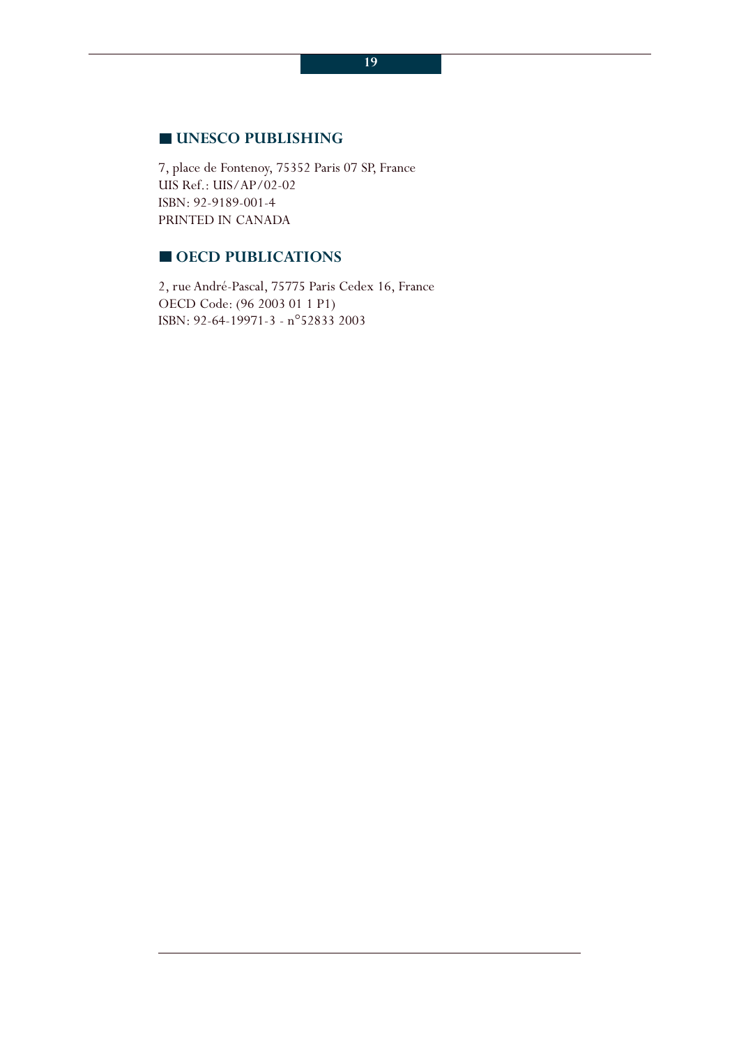## UNESCO PUBLISHING

7, place de Fontenoy, 75352 Paris 07 SP, France
UIS Ref.: UIS/AP/02-02
ISBN: 92-9189-001-4
PRINTED IN CANADA

## OECD PUBLICATIONS

2, rue André-Pascal, 75775 Paris Cedex 16, France
OECD Code: (96 2003 01 1 P1)
ISBN: 92-64-19971-3 - n°52833 2003